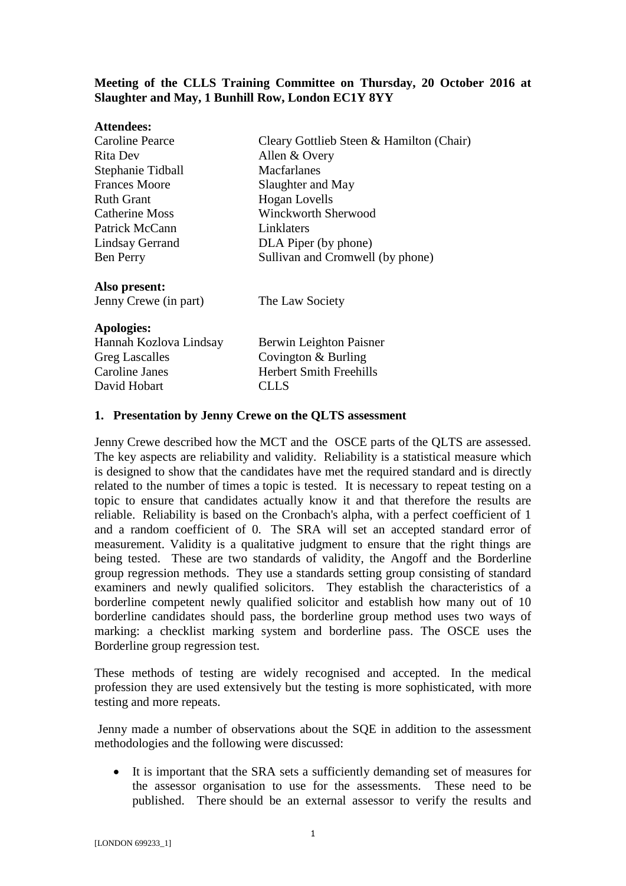**Meeting of the CLLS Training Committee on Thursday, 20 October 2016 at Slaughter and May, 1 Bunhill Row, London EC1Y 8YY**

**Attendees:**

| | |
|---|---|
| Caroline Pearce | Cleary Gottlieb Steen & Hamilton (Chair) |
| Rita Dev | Allen & Overy |
| Stephanie Tidball | Macfarlanes |
| Frances Moore | Slaughter and May |
| Ruth Grant | Hogan Lovells |
| Catherine Moss | Winckworth Sherwood |
| Patrick McCann | Linklaters |
| Lindsay Gerrand | DLA Piper (by phone) |
| Ben Perry | Sullivan and Cromwell (by phone) |

**Also present:**

| | |
|---|---|
| Jenny Crewe (in part) | The Law Society |

**Apologies:**

| | |
|---|---|
| Hannah Kozlova Lindsay | Berwin Leighton Paisner |
| Greg Lascalles | Covington & Burling |
| Caroline Janes | Herbert Smith Freehills |
| David Hobart | CLLS |

**1. Presentation by Jenny Crewe on the QLTS assessment**

Jenny Crewe described how the MCT and the OSCE parts of the QLTS are assessed. The key aspects are reliability and validity. Reliability is a statistical measure which is designed to show that the candidates have met the required standard and is directly related to the number of times a topic is tested. It is necessary to repeat testing on a topic to ensure that candidates actually know it and that therefore the results are reliable. Reliability is based on the Cronbach's alpha, with a perfect coefficient of 1 and a random coefficient of 0. The SRA will set an accepted standard error of measurement. Validity is a qualitative judgment to ensure that the right things are being tested. These are two standards of validity, the Angoff and the Borderline group regression methods. They use a standards setting group consisting of standard examiners and newly qualified solicitors. They establish the characteristics of a borderline competent newly qualified solicitor and establish how many out of 10 borderline candidates should pass, the borderline group method uses two ways of marking: a checklist marking system and borderline pass. The OSCE uses the Borderline group regression test.

These methods of testing are widely recognised and accepted. In the medical profession they are used extensively but the testing is more sophisticated, with more testing and more repeats.

Jenny made a number of observations about the SQE in addition to the assessment methodologies and the following were discussed:

- It is important that the SRA sets a sufficiently demanding set of measures for the assessor organisation to use for the assessments. These need to be published. There should be an external assessor to verify the results and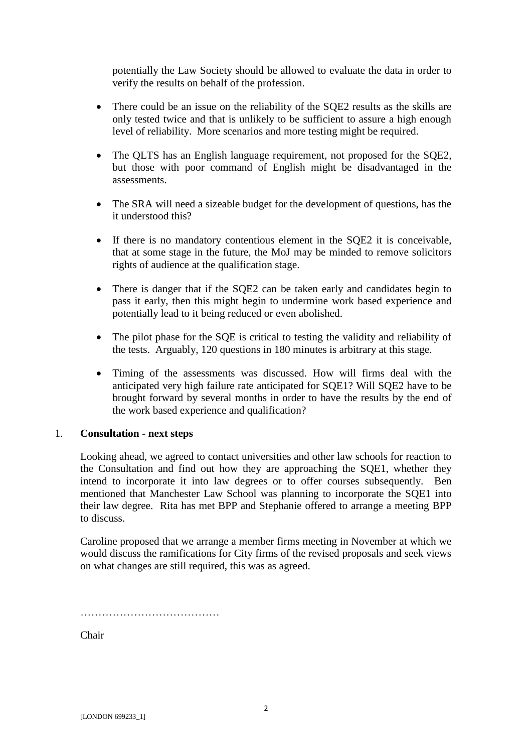potentially the Law Society should be allowed to evaluate the data in order to verify the results on behalf of the profession.

- There could be an issue on the reliability of the SQE2 results as the skills are only tested twice and that is unlikely to be sufficient to assure a high enough level of reliability. More scenarios and more testing might be required.
- The QLTS has an English language requirement, not proposed for the SQE2, but those with poor command of English might be disadvantaged in the assessments.
- The SRA will need a sizeable budget for the development of questions, has the it understood this?
- If there is no mandatory contentious element in the SQE2 it is conceivable, that at some stage in the future, the MoJ may be minded to remove solicitors rights of audience at the qualification stage.
- There is danger that if the SQE2 can be taken early and candidates begin to pass it early, then this might begin to undermine work based experience and potentially lead to it being reduced or even abolished.
- The pilot phase for the SQE is critical to testing the validity and reliability of the tests. Arguably, 120 questions in 180 minutes is arbitrary at this stage.
- Timing of the assessments was discussed. How will firms deal with the anticipated very high failure rate anticipated for SQE1? Will SQE2 have to be brought forward by several months in order to have the results by the end of the work based experience and qualification?

1. **Consultation - next steps**

Looking ahead, we agreed to contact universities and other law schools for reaction to the Consultation and find out how they are approaching the SQE1, whether they intend to incorporate it into law degrees or to offer courses subsequently. Ben mentioned that Manchester Law School was planning to incorporate the SQE1 into their law degree. Rita has met BPP and Stephanie offered to arrange a meeting BPP to discuss.

Caroline proposed that we arrange a member firms meeting in November at which we would discuss the ramifications for City firms of the revised proposals and seek views on what changes are still required, this was as agreed.

…………………………………

Chair

[LONDON 699233_1]